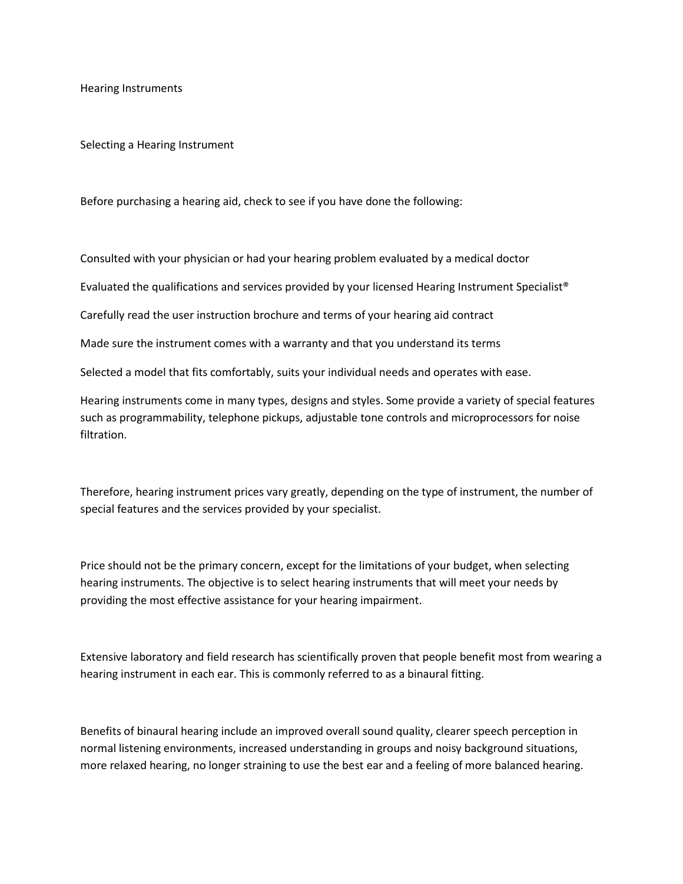# Hearing Instruments

## Selecting a Hearing Instrument

Before purchasing a hearing aid, check to see if you have done the following:

- Consulted with your physician or had your hearing problem evaluated by a medical doctor
- Evaluated the qualifications and services provided by your licensed Hearing Instrument Specialist®
- Carefully read the user instruction brochure and terms of your hearing aid contract
- Made sure the instrument comes with a warranty and that you understand its terms
- Selected a model that fits comfortably, suits your individual needs and operates with ease.

Hearing instruments come in many types, designs and styles. Some provide a variety of special features such as programmability, telephone pickups, adjustable tone controls and microprocessors for noise filtration.

Therefore, hearing instrument prices vary greatly, depending on the type of instrument, the number of special features and the services provided by your specialist.

Price should not be the primary concern, except for the limitations of your budget, when selecting hearing instruments. The objective is to select hearing instruments that will meet your needs by providing the most effective assistance for your hearing impairment.

Extensive laboratory and field research has scientifically proven that people benefit most from wearing a hearing instrument in each ear. This is commonly referred to as a binaural fitting.

Benefits of binaural hearing include an improved overall sound quality, clearer speech perception in normal listening environments, increased understanding in groups and noisy background situations, more relaxed hearing, no longer straining to use the best ear and a feeling of more balanced hearing.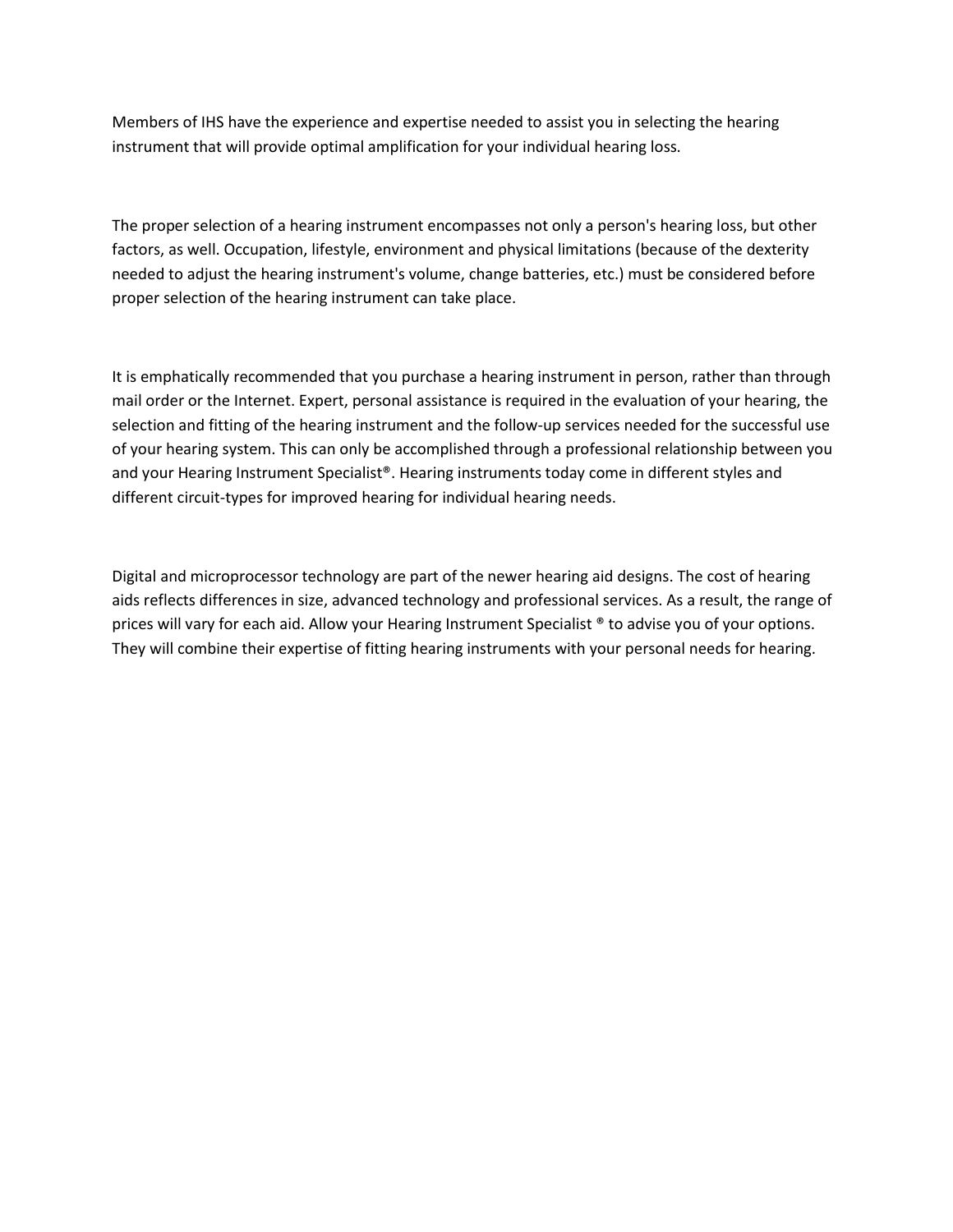Members of IHS have the experience and expertise needed to assist you in selecting the hearing instrument that will provide optimal amplification for your individual hearing loss.

The proper selection of a hearing instrument encompasses not only a person's hearing loss, but other factors, as well. Occupation, lifestyle, environment and physical limitations (because of the dexterity needed to adjust the hearing instrument's volume, change batteries, etc.) must be considered before proper selection of the hearing instrument can take place.

It is emphatically recommended that you purchase a hearing instrument in person, rather than through mail order or the Internet. Expert, personal assistance is required in the evaluation of your hearing, the selection and fitting of the hearing instrument and the follow-up services needed for the successful use of your hearing system. This can only be accomplished through a professional relationship between you and your Hearing Instrument Specialist®. Hearing instruments today come in different styles and different circuit-types for improved hearing for individual hearing needs.

Digital and microprocessor technology are part of the newer hearing aid designs. The cost of hearing aids reflects differences in size, advanced technology and professional services. As a result, the range of prices will vary for each aid. Allow your Hearing Instrument Specialist ® to advise you of your options. They will combine their expertise of fitting hearing instruments with your personal needs for hearing.